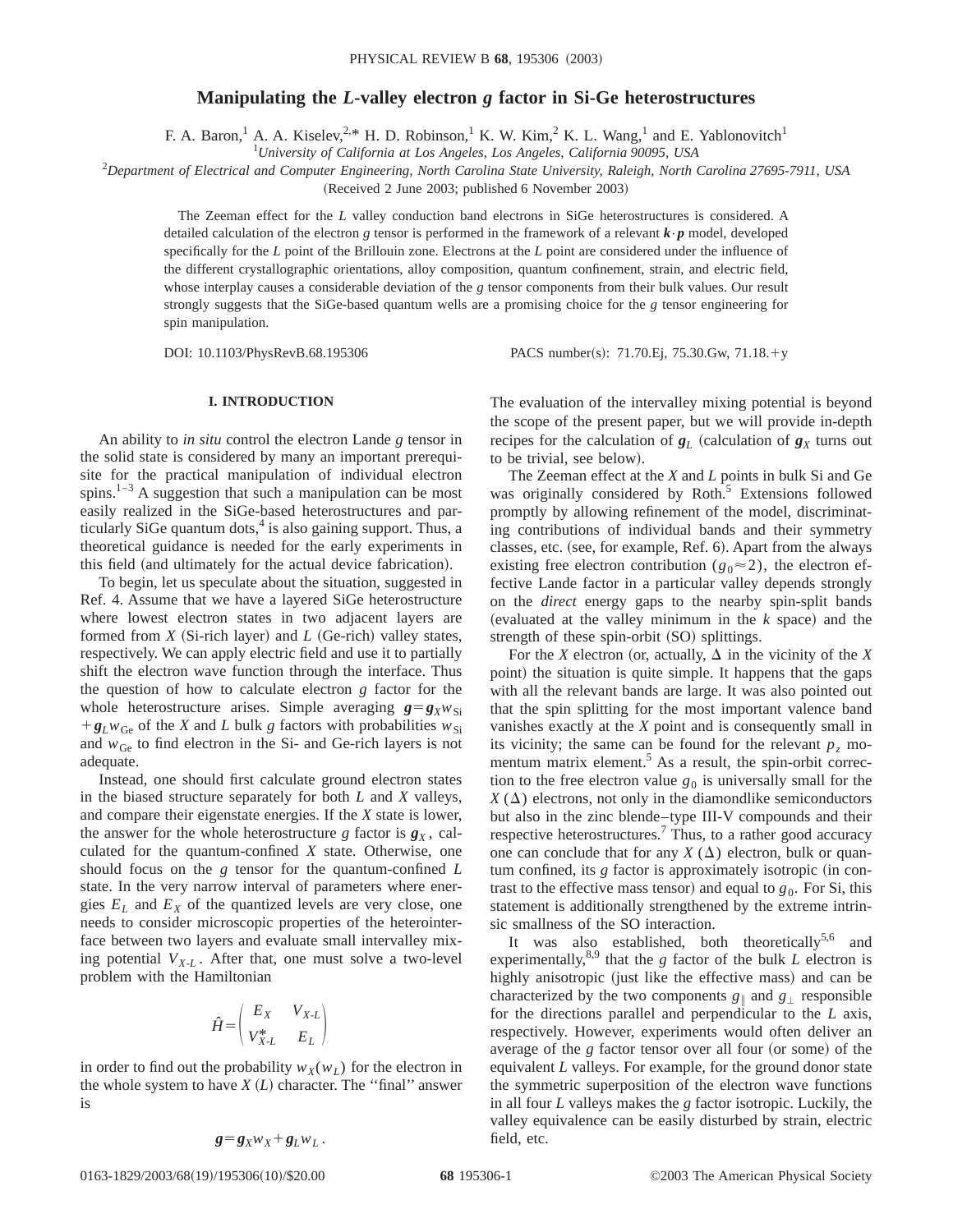# Manipulating the *L*-valley electron *g* factor in Si-Ge heterostructures

F. A. Baron,[1] A. A. Kiselev,[2,*] H. D. Robinson,[1] K. W. Kim,[2] K. L. Wang,[1] and E. Yablonovitch[1]

[1]*University of California at Los Angeles, Los Angeles, California 90095, USA*

[2]*Department of Electrical and Computer Engineering, North Carolina State University, Raleigh, North Carolina 27695-7911, USA*

(Received 2 June 2003; published 6 November 2003)

The Zeeman effect for the $L$ valley conduction band electrons in SiGe heterostructures is considered. A detailed calculation of the electron $g$ tensor is performed in the framework of a relevant $\boldsymbol{k}\cdot\boldsymbol{p}$ model, developed specifically for the $L$ point of the Brillouin zone. Electrons at the $L$ point are considered under the influence of the different crystallographic orientations, alloy composition, quantum confinement, strain, and electric field, whose interplay causes a considerable deviation of the $g$ tensor components from their bulk values. Our result strongly suggests that the SiGe-based quantum wells are a promising choice for the $g$ tensor engineering for spin manipulation.

DOI: 10.1103/PhysRevB.68.195306 PACS number(s): 71.70.Ej, 75.30.Gw, 71.18.+y

## I. INTRODUCTION

An ability to *in situ* control the electron Lande $g$ tensor in the solid state is considered by many an important prerequisite for the practical manipulation of individual electron spins.[1–3] A suggestion that such a manipulation can be most easily realized in the SiGe-based heterostructures and particularly SiGe quantum dots,[4] is also gaining support. Thus, a theoretical guidance is needed for the early experiments in this field (and ultimately for the actual device fabrication).

To begin, let us speculate about the situation, suggested in Ref. 4. Assume that we have a layered SiGe heterostructure where lowest electron states in two adjacent layers are formed from $X$ (Si-rich layer) and $L$ (Ge-rich) valley states, respectively. We can apply electric field and use it to partially shift the electron wave function through the interface. Thus the question of how to calculate electron $g$ factor for the whole heterostructure arises. Simple averaging $\boldsymbol{g}=\boldsymbol{g}_X w_{\mathrm{Si}}+\boldsymbol{g}_L w_{\mathrm{Ge}}$ of the $X$ and $L$ bulk $g$ factors with probabilities $w_{\mathrm{Si}}$ and $w_{\mathrm{Ge}}$ to find electron in the Si- and Ge-rich layers is not adequate.

Instead, one should first calculate ground electron states in the biased structure separately for both $L$ and $X$ valleys, and compare their eigenstate energies. If the $X$ state is lower, the answer for the whole heterostructure $g$ factor is $\boldsymbol{g}_X$, calculated for the quantum-confined $X$ state. Otherwise, one should focus on the $g$ tensor for the quantum-confined $L$ state. In the very narrow interval of parameters where energies $E_L$ and $E_X$ of the quantized levels are very close, one needs to consider microscopic properties of the heterointerface between two layers and evaluate small intervalley mixing potential $V_{X\text{-}L}$. After that, one must solve a two-level problem with the Hamiltonian

$$\hat{H}=\begin{pmatrix} E_X & V_{X\text{-}L} \\ V_{X\text{-}L}^{*} & E_L \end{pmatrix}$$

in order to find out the probability $w_X(w_L)$ for the electron in the whole system to have $X$ ($L$) character. The "final" answer is

$$\boldsymbol{g}=\boldsymbol{g}_X w_X+\boldsymbol{g}_L w_L .$$

The evaluation of the intervalley mixing potential is beyond the scope of the present paper, but we will provide in-depth recipes for the calculation of $\boldsymbol{g}_L$ (calculation of $\boldsymbol{g}_X$ turns out to be trivial, see below).

The Zeeman effect at the $X$ and $L$ points in bulk Si and Ge was originally considered by Roth.[5] Extensions followed promptly by allowing refinement of the model, discriminating contributions of individual bands and their symmetry classes, etc. (see, for example, Ref. 6). Apart from the always existing free electron contribution ($g_0\approx 2$), the electron effective Lande factor in a particular valley depends strongly on the *direct* energy gaps to the nearby spin-split bands (evaluated at the valley minimum in the $k$ space) and the strength of these spin-orbit (SO) splittings.

For the $X$ electron (or, actually, $\Delta$ in the vicinity of the $X$ point) the situation is quite simple. It happens that the gaps with all the relevant bands are large. It was also pointed out that the spin splitting for the most important valence band vanishes exactly at the $X$ point and is consequently small in its vicinity; the same can be found for the relevant $p_z$ momentum matrix element.[5] As a result, the spin-orbit correction to the free electron value $g_0$ is universally small for the $X$ ($\Delta$) electrons, not only in the diamondlike semiconductors but also in the zinc blende–type III-V compounds and their respective heterostructures.[7] Thus, to a rather good accuracy one can conclude that for any $X$ ($\Delta$) electron, bulk or quantum confined, its $g$ factor is approximately isotropic (in contrast to the effective mass tensor) and equal to $g_0$. For Si, this statement is additionally strengthened by the extreme intrinsic smallness of the SO interaction.

It was also established, both theoretically[5,6] and experimentally,[8,9] that the $g$ factor of the bulk $L$ electron is highly anisotropic (just like the effective mass) and can be characterized by the two components $g_\parallel$ and $g_\perp$ responsible for the directions parallel and perpendicular to the $L$ axis, respectively. However, experiments would often deliver an average of the $g$ factor tensor over all four (or some) of the equivalent $L$ valleys. For example, for the ground donor state the symmetric superposition of the electron wave functions in all four $L$ valleys makes the $g$ factor isotropic. Luckily, the valley equivalence can be easily disturbed by strain, electric field, etc.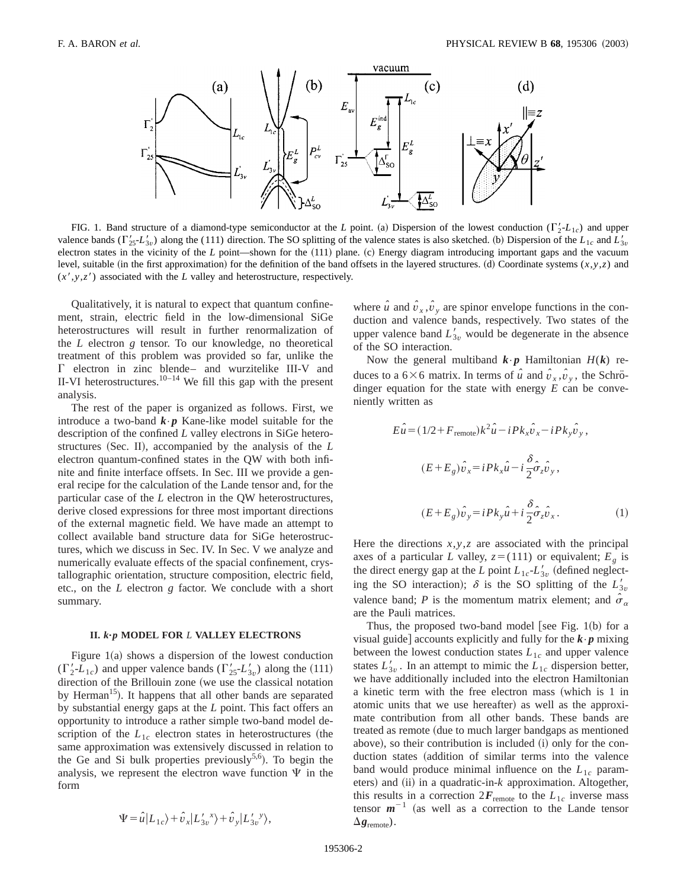FIG. 1. Band structure of a diamond-type semiconductor at the $L$ point. (a) Dispersion of the lowest conduction ($\Gamma_2'$-$L_{1c}$) and upper valence bands ($\Gamma_{25}'$-$L_{3v}'$) along the (111) direction. The SO splitting of the valence states is also sketched. (b) Dispersion of the $L_{1c}$ and $L_{3v}'$ electron states in the vicinity of the $L$ point—shown for the (111) plane. (c) Energy diagram introducing important gaps and the vacuum level, suitable (in the first approximation) for the definition of the band offsets in the layered structures. (d) Coordinate systems $(x,y,z)$ and $(x',y,z')$ associated with the $L$ valley and heterostructure, respectively.

Qualitatively, it is natural to expect that quantum confinement, strain, electric field in the low-dimensional SiGe heterostructures will result in further renormalization of the $L$ electron $g$ tensor. To our knowledge, no theoretical treatment of this problem was provided so far, unlike the $\Gamma$ electron in zinc blende– and wurtzitelike III-V and II-VI heterostructures.[10–14] We fill this gap with the present analysis.

The rest of the paper is organized as follows. First, we introduce a two-band $\boldsymbol{k}\cdot\boldsymbol{p}$ Kane-like model suitable for the description of the confined $L$ valley electrons in SiGe heterostructures (Sec. II), accompanied by the analysis of the $L$ electron quantum-confined states in the QW with both infinite and finite interface offsets. In Sec. III we provide a general recipe for the calculation of the Lande tensor and, for the particular case of the $L$ electron in the QW heterostructures, derive closed expressions for three most important directions of the external magnetic field. We have made an attempt to collect available band structure data for SiGe heterostructures, which we discuss in Sec. IV. In Sec. V we analyze and numerically evaluate effects of the spacial confinement, crystallographic orientation, structure composition, electric field, etc., on the $L$ electron $g$ factor. We conclude with a short summary.

## II. $\boldsymbol{k}\cdot\boldsymbol{p}$ MODEL FOR $L$ VALLEY ELECTRONS

Figure 1(a) shows a dispersion of the lowest conduction ($\Gamma_2'$-$L_{1c}$) and upper valence bands ($\Gamma_{25}'$-$L_{3v}'$) along the (111) direction of the Brillouin zone (we use the classical notation by Herman[15]). It happens that all other bands are separated by substantial energy gaps at the $L$ point. This fact offers an opportunity to introduce a rather simple two-band model description of the $L_{1c}$ electron states in heterostructures (the same approximation was extensively discussed in relation to the Ge and Si bulk properties previously[5,6]). To begin the analysis, we represent the electron wave function $\Psi$ in the form

$$\Psi = \hat{u}|L_{1c}\rangle + \hat{v}_x|L_{3v}'^{\,x}\rangle + \hat{v}_y|L_{3v}'^{\,y}\rangle,$$

where $\hat{u}$ and $\hat{v}_x, \hat{v}_y$ are spinor envelope functions in the conduction and valence bands, respectively. Two states of the upper valence band $L_{3v}'$ would be degenerate in the absence of the SO interaction.

Now the general multiband $\boldsymbol{k}\cdot\boldsymbol{p}$ Hamiltonian $H(\boldsymbol{k})$ reduces to a $6\times 6$ matrix. In terms of $\hat{u}$ and $\hat{v}_x, \hat{v}_y$, the Schrödinger equation for the state with energy $E$ can be conveniently written as

$$E\hat{u} = (1/2 + F_{\mathrm{remote}})k^2\hat{u} - iPk_x\hat{v}_x - iPk_y\hat{v}_y,$$

$$(E+E_g)\hat{v}_x = iPk_x\hat{u} - i\frac{\delta}{2}\hat{\sigma}_z\hat{v}_y,$$

$$(E+E_g)\hat{v}_y = iPk_y\hat{u} + i\frac{\delta}{2}\hat{\sigma}_z\hat{v}_x. \tag{1}$$

Here the directions $x,y,z$ are associated with the principal axes of a particular $L$ valley, $z=(111)$ or equivalent; $E_g$ is the direct energy gap at the $L$ point $L_{1c}$-$L_{3v}'$ (defined neglecting the SO interaction); $\delta$ is the SO splitting of the $L_{3v}'$ valence band; $P$ is the momentum matrix element; and $\hat{\sigma}_\alpha$ are the Pauli matrices.

Thus, the proposed two-band model [see Fig. 1(b) for a visual guide] accounts explicitly and fully for the $\boldsymbol{k}\cdot\boldsymbol{p}$ mixing between the lowest conduction states $L_{1c}$ and upper valence states $L_{3v}'$. In an attempt to mimic the $L_{1c}$ dispersion better, we have additionally included into the electron Hamiltonian a kinetic term with the free electron mass (which is 1 in atomic units that we use hereafter) as well as the approximate contribution from all other bands. These bands are treated as remote (due to much larger bandgaps as mentioned above), so their contribution is included (i) only for the conduction states (addition of similar terms into the valence band would produce minimal influence on the $L_{1c}$ parameters) and (ii) in a quadratic-in-$k$ approximation. Altogether, this results in a correction $2\boldsymbol{F}_{\mathrm{remote}}$ to the $L_{1c}$ inverse mass tensor $\boldsymbol{m}^{-1}$ (as well as a correction to the Lande tensor $\Delta\boldsymbol{g}_{\mathrm{remote}}$).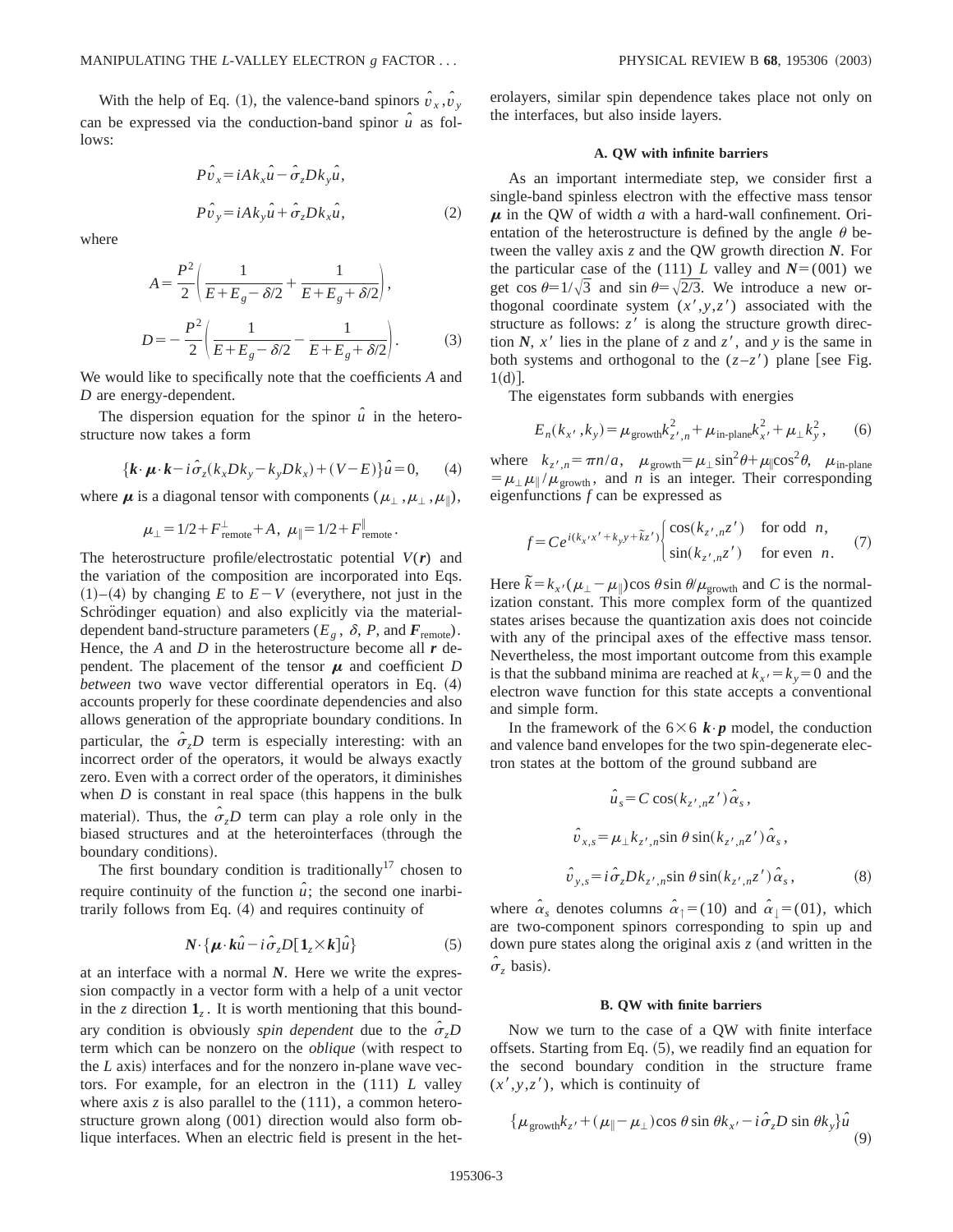With the help of Eq. (1), the valence-band spinors $\hat{v}_x, \hat{v}_y$ can be expressed via the conduction-band spinor $\hat{u}$ as follows:

$$P\hat{v}_x = iAk_x\hat{u} - \hat{\sigma}_z Dk_y\hat{u},$$

$$P\hat{v}_y = iAk_y\hat{u} + \hat{\sigma}_z Dk_x\hat{u}, \tag{2}$$

where

$$A = \frac{P^2}{2}\left(\frac{1}{E+E_g-\delta/2} + \frac{1}{E+E_g+\delta/2}\right),$$

$$D = -\frac{P^2}{2}\left(\frac{1}{E+E_g-\delta/2} - \frac{1}{E+E_g+\delta/2}\right). \tag{3}$$

We would like to specifically note that the coefficients $A$ and $D$ are energy-dependent.

The dispersion equation for the spinor $\hat{u}$ in the heterostructure now takes a form

$$\{\boldsymbol{k}\cdot\boldsymbol{\mu}\cdot\boldsymbol{k} - i\hat{\sigma}_z(k_x Dk_y - k_y Dk_x) + (V-E)\}\hat{u} = 0, \tag{4}$$

where $\boldsymbol{\mu}$ is a diagonal tensor with components $(\mu_\perp, \mu_\perp, \mu_\parallel)$,

$$\mu_\perp = 1/2 + F^{\perp}_{\text{remote}} + A, \quad \mu_\parallel = 1/2 + F^{\parallel}_{\text{remote}}.$$

The heterostructure profile/electrostatic potential $V(\boldsymbol{r})$ and the variation of the composition are incorporated into Eqs. (1)–(4) by changing $E$ to $E-V$ (everythere, not just in the Schrödinger equation) and also explicitly via the material-dependent band-structure parameters ($E_g$, $\delta$, $P$, and $\boldsymbol{F}_{\text{remote}}$). Hence, the $A$ and $D$ in the heterostructure become all $\boldsymbol{r}$ dependent. The placement of the tensor $\boldsymbol{\mu}$ and coefficient $D$ *between* two wave vector differential operators in Eq. (4) accounts properly for these coordinate dependencies and also allows generation of the appropriate boundary conditions. In particular, the $\hat{\sigma}_z D$ term is especially interesting: with an incorrect order of the operators, it would be always exactly zero. Even with a correct order of the operators, it diminishes when $D$ is constant in real space (this happens in the bulk material). Thus, the $\hat{\sigma}_z D$ term can play a role only in the biased structures and at the heterointerfaces (through the boundary conditions).

The first boundary condition is traditionally[17] chosen to require continuity of the function $\hat{u}$; the second one inarbitrarily follows from Eq. (4) and requires continuity of

$$\boldsymbol{N}\cdot\{\boldsymbol{\mu}\cdot\boldsymbol{k}\hat{u} - i\hat{\sigma}_z D[\boldsymbol{1}_z\times\boldsymbol{k}]\hat{u}\} \tag{5}$$

at an interface with a normal $\boldsymbol{N}$. Here we write the expression compactly in a vector form with a help of a unit vector in the $z$ direction $\boldsymbol{1}_z$. It is worth mentioning that this boundary condition is obviously *spin dependent* due to the $\hat{\sigma}_z D$ term which can be nonzero on the *oblique* (with respect to the $L$ axis) interfaces and for the nonzero in-plane wave vectors. For example, for an electron in the (111) $L$ valley where axis $z$ is also parallel to the (111), a common heterostructure grown along (001) direction would also form oblique interfaces. When an electric field is present in the heterolayers, similar spin dependence takes place not only on the interfaces, but also inside layers.

### A. QW with infinite barriers

As an important intermediate step, we consider first a single-band spinless electron with the effective mass tensor $\boldsymbol{\mu}$ in the QW of width $a$ with a hard-wall confinement. Orientation of the heterostructure is defined by the angle $\theta$ between the valley axis $z$ and the QW growth direction $\boldsymbol{N}$. For the particular case of the (111) $L$ valley and $\boldsymbol{N}=(001)$ we get $\cos\theta = 1/\sqrt{3}$ and $\sin\theta = \sqrt{2/3}$. We introduce a new orthogonal coordinate system $(x', y, z')$ associated with the structure as follows: $z'$ is along the structure growth direction $\boldsymbol{N}$, $x'$ lies in the plane of $z$ and $z'$, and $y$ is the same in both systems and orthogonal to the $(z-z')$ plane [see Fig. 1(d)].

The eigenstates form subbands with energies

$$E_n(k_{x'}, k_y) = \mu_{\text{growth}} k^2_{z',n} + \mu_{\text{in-plane}} k^2_{x'} + \mu_\perp k^2_y, \tag{6}$$

where $k_{z',n} = \pi n/a$, $\mu_{\text{growth}} = \mu_\perp \sin^2\theta + \mu_\parallel \cos^2\theta$, $\mu_{\text{in-plane}} = \mu_\perp\mu_\parallel/\mu_{\text{growth}}$, and $n$ is an integer. Their corresponding eigenfunctions $f$ can be expressed as

$$f = Ce^{i(k_{x'}x' + k_y y + \tilde{k}z')}\begin{cases}\cos(k_{z',n}z') & \text{for odd } n,\\ \sin(k_{z',n}z') & \text{for even } n.\end{cases} \tag{7}$$

Here $\tilde{k} = k_{x'}(\mu_\perp - \mu_\parallel)\cos\theta\sin\theta/\mu_{\text{growth}}$ and $C$ is the normalization constant. This more complex form of the quantized states arises because the quantization axis does not coincide with any of the principal axes of the effective mass tensor. Nevertheless, the most important outcome from this example is that the subband minima are reached at $k_{x'} = k_y = 0$ and the electron wave function for this state accepts a conventional and simple form.

In the framework of the $6\times 6$ $\boldsymbol{k}\cdot\boldsymbol{p}$ model, the conduction and valence band envelopes for the two spin-degenerate electron states at the bottom of the ground subband are

$$\hat{u}_s = C\cos(k_{z',n}z')\hat{\alpha}_s,$$

$$\hat{v}_{x,s} = \mu_\perp k_{z',n}\sin\theta\sin(k_{z',n}z')\hat{\alpha}_s,$$

$$\hat{v}_{y,s} = i\hat{\sigma}_z Dk_{z',n}\sin\theta\sin(k_{z',n}z')\hat{\alpha}_s, \tag{8}$$

where $\hat{\alpha}_s$ denotes columns $\hat{\alpha}_\uparrow = (10)$ and $\hat{\alpha}_\downarrow = (01)$, which are two-component spinors corresponding to spin up and down pure states along the original axis $z$ (and written in the $\hat{\sigma}_z$ basis).

### B. QW with finite barriers

Now we turn to the case of a QW with finite interface offsets. Starting from Eq. (5), we readily find an equation for the second boundary condition in the structure frame $(x', y, z')$, which is continuity of

$$\{\mu_{\text{growth}} k_{z'} + (\mu_\parallel - \mu_\perp)\cos\theta\sin\theta k_{x'} - i\hat{\sigma}_z D\sin\theta k_y\}\hat{u} \tag{9}$$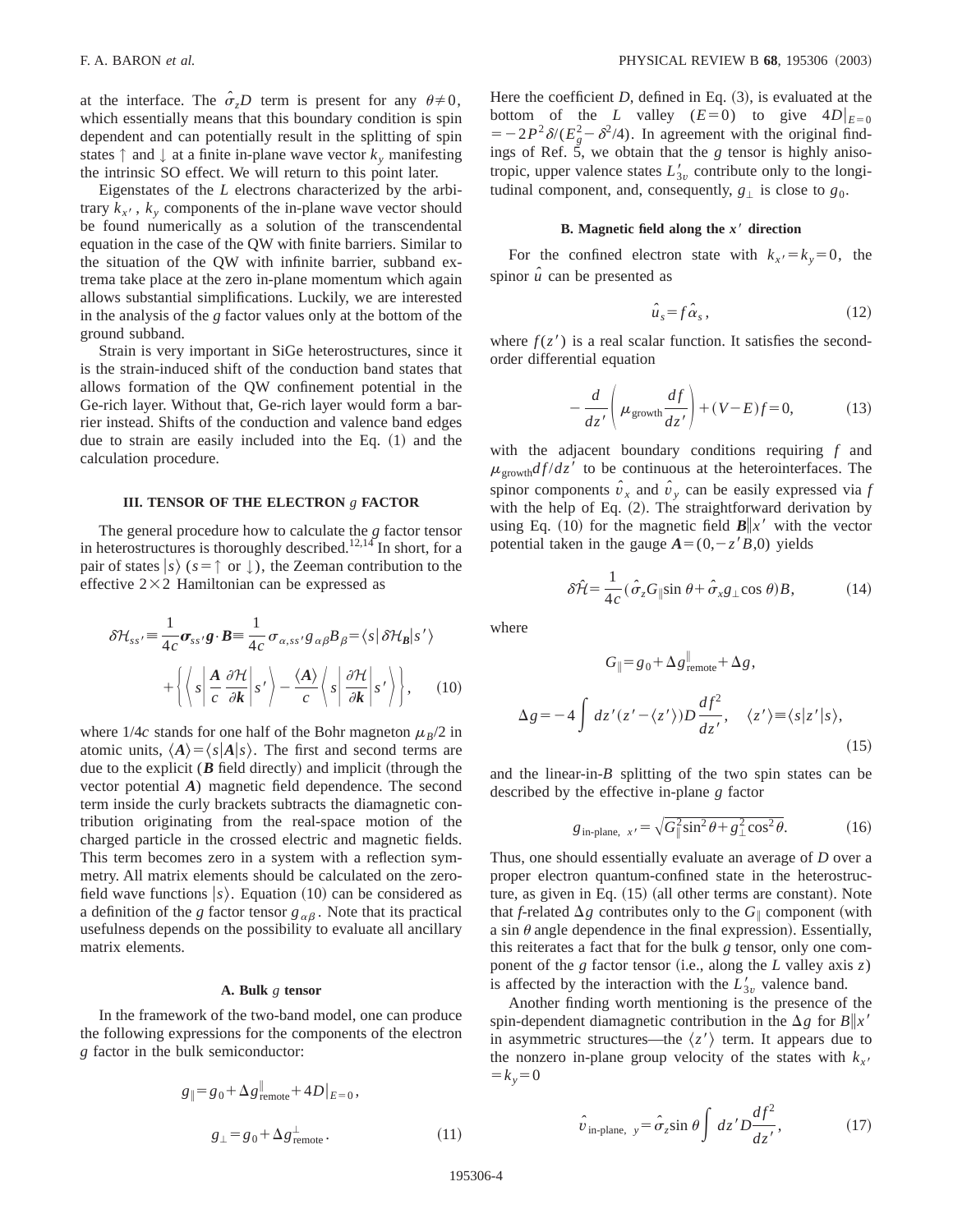at the interface. The $\hat{\sigma}_z D$ term is present for any $\theta \neq 0$, which essentially means that this boundary condition is spin dependent and can potentially result in the splitting of spin states $\uparrow$ and $\downarrow$ at a finite in-plane wave vector $k_y$ manifesting the intrinsic SO effect. We will return to this point later.

Eigenstates of the $L$ electrons characterized by the arbitrary $k_{x'}$, $k_y$ components of the in-plane wave vector should be found numerically as a solution of the transcendental equation in the case of the QW with finite barriers. Similar to the situation of the QW with infinite barrier, subband extrema take place at the zero in-plane momentum which again allows substantial simplifications. Luckily, we are interested in the analysis of the $g$ factor values only at the bottom of the ground subband.

Strain is very important in SiGe heterostructures, since it is the strain-induced shift of the conduction band states that allows formation of the QW confinement potential in the Ge-rich layer. Without that, Ge-rich layer would form a barrier instead. Shifts of the conduction and valence band edges due to strain are easily included into the Eq. (1) and the calculation procedure.

## III. TENSOR OF THE ELECTRON $g$ FACTOR

The general procedure how to calculate the $g$ factor tensor in heterostructures is thoroughly described.[12,14] In short, for a pair of states $|s\rangle$ ($s = \uparrow$ or $\downarrow$), the Zeeman contribution to the effective $2\times 2$ Hamiltonian can be expressed as

$$\delta \mathcal{H}_{ss'} \equiv \frac{1}{4c}\boldsymbol{\sigma}_{ss'}\boldsymbol{g}\cdot\boldsymbol{B} \equiv \frac{1}{4c}\sigma_{\alpha,ss'}g_{\alpha\beta}B_\beta = \langle s|\delta\mathcal{H}_{\boldsymbol{B}}|s'\rangle + \left\{\left\langle s\left|\frac{\boldsymbol{A}}{c}\frac{\partial\mathcal{H}}{\partial\boldsymbol{k}}\right|s'\right\rangle - \frac{\langle\boldsymbol{A}\rangle}{c}\left\langle s\left|\frac{\partial\mathcal{H}}{\partial\boldsymbol{k}}\right|s'\right\rangle\right\}, \quad (10)$$

where $1/4c$ stands for one half of the Bohr magneton $\mu_B/2$ in atomic units, $\langle \boldsymbol{A}\rangle = \langle s|\boldsymbol{A}|s\rangle$. The first and second terms are due to the explicit ($\boldsymbol{B}$ field directly) and implicit (through the vector potential $\boldsymbol{A}$) magnetic field dependence. The second term inside the curly brackets subtracts the diamagnetic contribution originating from the real-space motion of the charged particle in the crossed electric and magnetic fields. This term becomes zero in a system with a reflection symmetry. All matrix elements should be calculated on the zero-field wave functions $|s\rangle$. Equation (10) can be considered as a definition of the $g$ factor tensor $g_{\alpha\beta}$. Note that its practical usefulness depends on the possibility to evaluate all ancillary matrix elements.

### A. Bulk $g$ tensor

In the framework of the two-band model, one can produce the following expressions for the components of the electron $g$ factor in the bulk semiconductor:

$$g_\parallel = g_0 + \Delta g^\parallel_{\text{remote}} + 4D|_{E=0},$$
$$g_\perp = g_0 + \Delta g^\perp_{\text{remote}}. \quad (11)$$

Here the coefficient $D$, defined in Eq. (3), is evaluated at the bottom of the $L$ valley ($E=0$) to give $4D|_{E=0} = -2P^2\delta/(E_g^2 - \delta^2/4)$. In agreement with the original findings of Ref. 5, we obtain that the $g$ tensor is highly anisotropic, upper valence states $L'_{3v}$ contribute only to the longitudinal component, and, consequently, $g_\perp$ is close to $g_0$.

### B. Magnetic field along the $x'$ direction

For the confined electron state with $k_{x'} = k_y = 0$, the spinor $\hat{u}$ can be presented as

$$\hat{u}_s = f\hat{\alpha}_s, \quad (12)$$

where $f(z')$ is a real scalar function. It satisfies the second-order differential equation

$$-\frac{d}{dz'}\left(\mu_{\text{growth}}\frac{df}{dz'}\right) + (V-E)f = 0, \quad (13)$$

with the adjacent boundary conditions requiring $f$ and $\mu_{\text{growth}}df/dz'$ to be continuous at the heterointerfaces. The spinor components $\hat{v}_x$ and $\hat{v}_y$ can be easily expressed via $f$ with the help of Eq. (2). The straightforward derivation by using Eq. (10) for the magnetic field $\boldsymbol{B}\| x'$ with the vector potential taken in the gauge $\boldsymbol{A} = (0, -z'B, 0)$ yields

$$\delta\hat{\mathcal{H}} = \frac{1}{4c}(\hat{\sigma}_z G_\parallel \sin\theta + \hat{\sigma}_x g_\perp \cos\theta)B, \quad (14)$$

where

$$G_\parallel = g_0 + \Delta g^\parallel_{\text{remote}} + \Delta g,$$
$$\Delta g = -4\int dz'(z' - \langle z'\rangle)D\frac{df^2}{dz'}, \quad \langle z'\rangle \equiv \langle s|z'|s\rangle, \quad (15)$$

and the linear-in-$B$ splitting of the two spin states can be described by the effective in-plane $g$ factor

$$g_{\text{in-plane},\ x'} = \sqrt{G_\parallel^2 \sin^2\theta + g_\perp^2\cos^2\theta}. \quad (16)$$

Thus, one should essentially evaluate an average of $D$ over a proper electron quantum-confined state in the heterostructure, as given in Eq. (15) (all other terms are constant). Note that $f$-related $\Delta g$ contributes only to the $G_\parallel$ component (with a $\sin\theta$ angle dependence in the final expression). Essentially, this reiterates a fact that for the bulk $g$ tensor, only one component of the $g$ factor tensor (i.e., along the $L$ valley axis $z$) is affected by the interaction with the $L'_{3v}$ valence band.

Another finding worth mentioning is the presence of the spin-dependent diamagnetic contribution in the $\Delta g$ for $B\| x'$ in asymmetric structures—the $\langle z'\rangle$ term. It appears due to the nonzero in-plane group velocity of the states with $k_{x'} = k_y = 0$

$$\hat{v}_{\text{in-plane},\ y} = \hat{\sigma}_z \sin\theta \int dz' D\frac{df^2}{dz'}, \quad (17)$$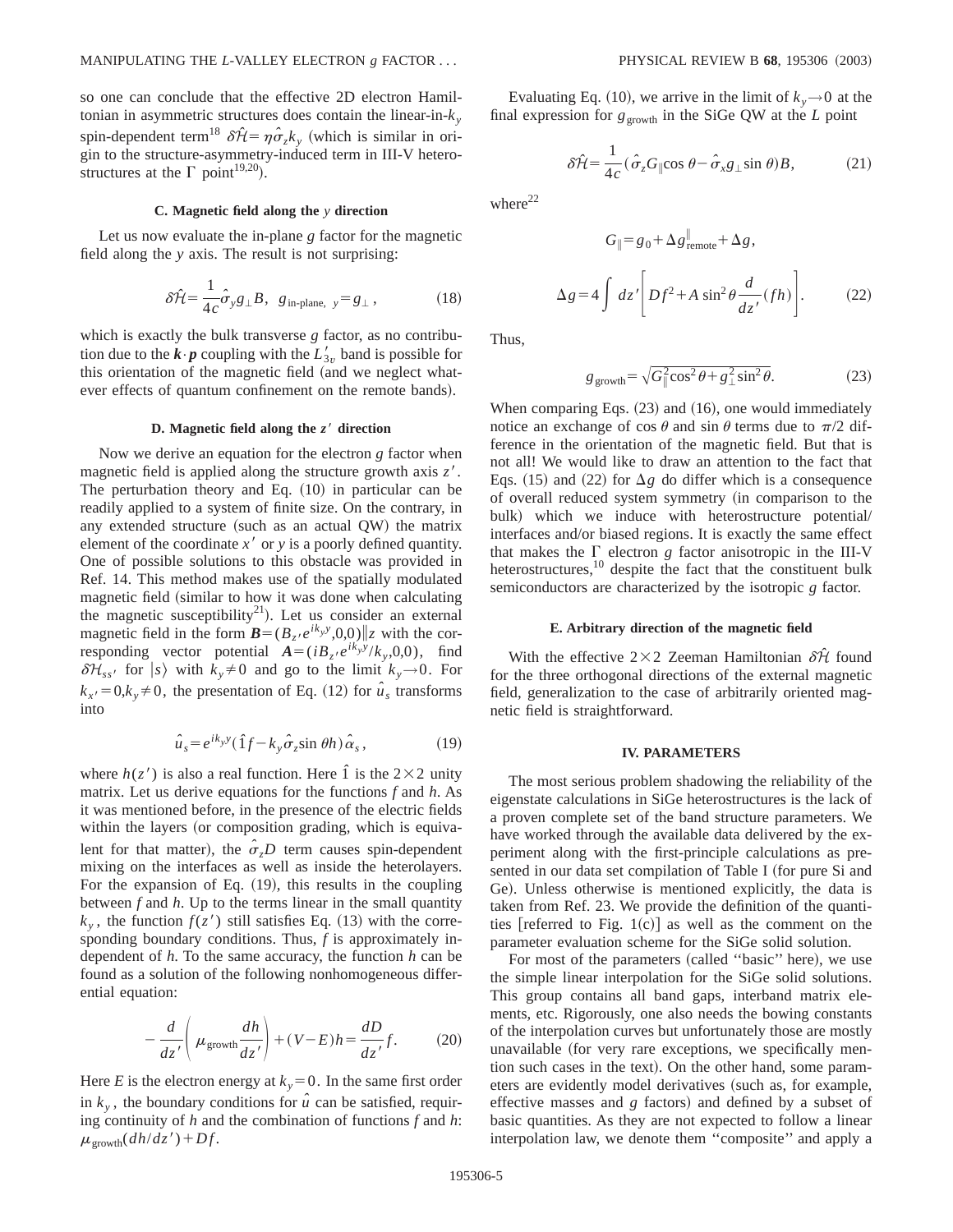so one can conclude that the effective 2D electron Hamiltonian in asymmetric structures does contain the linear-in-$k_y$ spin-dependent term[18] $\delta\hat{\mathcal{H}} = \eta\hat{\sigma}_z k_y$ (which is similar in origin to the structure-asymmetry-induced term in III-V heterostructures at the $\Gamma$ point[19,20]).

### C. Magnetic field along the *y* direction

Let us now evaluate the in-plane $g$ factor for the magnetic field along the $y$ axis. The result is not surprising:

$$\delta\hat{\mathcal{H}} = \frac{1}{4c}\hat{\sigma}_y g_\perp B, \quad g_{\text{in-plane, } y} = g_\perp , \tag{18}$$

which is exactly the bulk transverse $g$ factor, as no contribution due to the $\boldsymbol{k}\cdot\boldsymbol{p}$ coupling with the $L'_{3v}$ band is possible for this orientation of the magnetic field (and we neglect whatever effects of quantum confinement on the remote bands).

### D. Magnetic field along the $z'$ direction

Now we derive an equation for the electron $g$ factor when magnetic field is applied along the structure growth axis $z'$. The perturbation theory and Eq. (10) in particular can be readily applied to a system of finite size. On the contrary, in any extended structure (such as an actual QW) the matrix element of the coordinate $x'$ or $y$ is a poorly defined quantity. One of possible solutions to this obstacle was provided in Ref. 14. This method makes use of the spatially modulated magnetic field (similar to how it was done when calculating the magnetic susceptibility[21]). Let us consider an external magnetic field in the form $\boldsymbol{B} = (B_{z'}e^{ik_y y},0,0) \| z$ with the corresponding vector potential $\boldsymbol{A} = (iB_{z'}e^{ik_y y}/k_y,0,0)$, find $\delta\mathcal{H}_{ss'}$ for $|s\rangle$ with $k_y \neq 0$ and go to the limit $k_y \to 0$. For $k_{x'} = 0, k_y \neq 0$, the presentation of Eq. (12) for $\hat{u}_s$ transforms into

$$\hat{u}_s = e^{ik_y y}(\hat{1} f - k_y \hat{\sigma}_z \sin\theta h)\hat{\alpha}_s , \tag{19}$$

where $h(z')$ is also a real function. Here $\hat{1}$ is the $2\times 2$ unity matrix. Let us derive equations for the functions $f$ and $h$. As it was mentioned before, in the presence of the electric fields within the layers (or composition grading, which is equivalent for that matter), the $\hat{\sigma}_z D$ term causes spin-dependent mixing on the interfaces as well as inside the heterolayers. For the expansion of Eq. (19), this results in the coupling between $f$ and $h$. Up to the terms linear in the small quantity $k_y$, the function $f(z')$ still satisfies Eq. (13) with the corresponding boundary conditions. Thus, $f$ is approximately independent of $h$. To the same accuracy, the function $h$ can be found as a solution of the following nonhomogeneous differential equation:

$$-\frac{d}{dz'}\left(\mu_{\text{growth}}\frac{dh}{dz'}\right) + (V-E)h = \frac{dD}{dz'}f. \tag{20}$$

Here $E$ is the electron energy at $k_y = 0$. In the same first order in $k_y$, the boundary conditions for $\hat{u}$ can be satisfied, requiring continuity of $h$ and the combination of functions $f$ and $h$: $\mu_{\text{growth}}(dh/dz') + Df$.

Evaluating Eq. (10), we arrive in the limit of $k_y \to 0$ at the final expression for $g_{\text{growth}}$ in the SiGe QW at the $L$ point

$$\delta\hat{\mathcal{H}} = \frac{1}{4c}(\hat{\sigma}_z G_\| \cos\theta - \hat{\sigma}_x g_\perp \sin\theta)B, \tag{21}$$

where[22]

$$G_\| = g_0 + \Delta g^\|_{\text{remote}} + \Delta g,$$

$$\Delta g = 4\int dz' \left[ Df^2 + A\sin^2\theta \frac{d}{dz'}(fh)\right]. \tag{22}$$

Thus,

$$g_{\text{growth}} = \sqrt{G_\|^2\cos^2\theta + g_\perp^2 \sin^2\theta}. \tag{23}$$

When comparing Eqs. (23) and (16), one would immediately notice an exchange of $\cos\theta$ and $\sin\theta$ terms due to $\pi/2$ difference in the orientation of the magnetic field. But that is not all! We would like to draw an attention to the fact that Eqs. (15) and (22) for $\Delta g$ do differ which is a consequence of overall reduced system symmetry (in comparison to the bulk) which we induce with heterostructure potential/interfaces and/or biased regions. It is exactly the same effect that makes the $\Gamma$ electron $g$ factor anisotropic in the III-V heterostructures,[10] despite the fact that the constituent bulk semiconductors are characterized by the isotropic $g$ factor.

### E. Arbitrary direction of the magnetic field

With the effective $2\times 2$ Zeeman Hamiltonian $\delta\hat{\mathcal{H}}$ found for the three orthogonal directions of the external magnetic field, generalization to the case of arbitrarily oriented magnetic field is straightforward.

## IV. PARAMETERS

The most serious problem shadowing the reliability of the eigenstate calculations in SiGe heterostructures is the lack of a proven complete set of the band structure parameters. We have worked through the available data delivered by the experiment along with the first-principle calculations as presented in our data set compilation of Table I (for pure Si and Ge). Unless otherwise is mentioned explicitly, the data is taken from Ref. 23. We provide the definition of the quantities [referred to Fig. 1(c)] as well as the comment on the parameter evaluation scheme for the SiGe solid solution.

For most of the parameters (called "basic" here), we use the simple linear interpolation for the SiGe solid solutions. This group contains all band gaps, interband matrix elements, etc. Rigorously, one also needs the bowing constants of the interpolation curves but unfortunately those are mostly unavailable (for very rare exceptions, we specifically mention such cases in the text). On the other hand, some parameters are evidently model derivatives (such as, for example, effective masses and $g$ factors) and defined by a subset of basic quantities. As they are not expected to follow a linear interpolation law, we denote them "composite" and apply a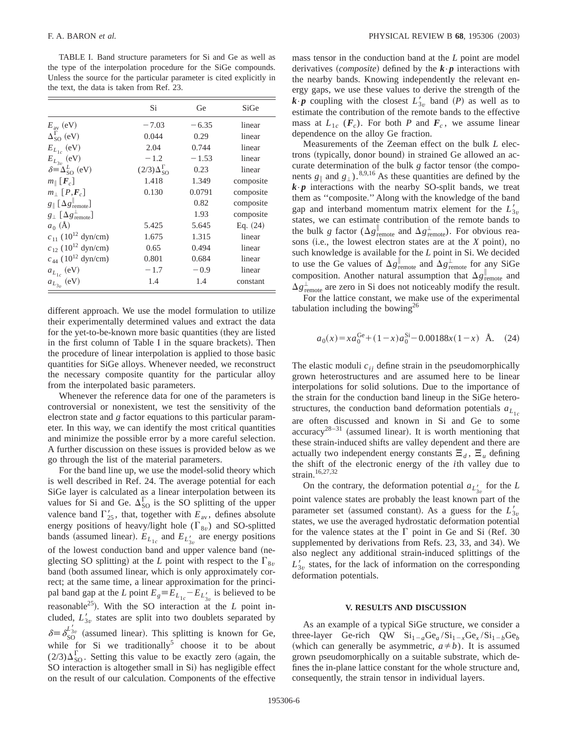TABLE I. Band structure parameters for Si and Ge as well as the type of the interpolation procedure for the SiGe compounds. Unless the source for the particular parameter is cited explicitly in the text, the data is taken from Ref. 23.

| | Si | Ge | SiGe |
|---|---|---|---|
| $E_{\mathrm{av}}$ (eV) | $-7.03$ | $-6.35$ | linear |
| $\Delta_{\mathrm{SO}}^{\Gamma}$ (eV) | 0.044 | 0.29 | linear |
| $E_{L_{1c}}$ (eV) | 2.04 | 0.744 | linear |
| $E_{L_{3v}}$ (eV) | $-1.2$ | $-1.53$ | linear |
| $\delta \equiv \Delta_{\mathrm{SO}}^{L}$ (eV) | $(2/3)\Delta_{\mathrm{SO}}^{\Gamma}$ | 0.23 | linear |
| $m_{\parallel}$ [$\boldsymbol{F}_c$] | 1.418 | 1.349 | composite |
| $m_{\perp}$ [$P,\boldsymbol{F}_c$] | 0.130 | 0.0791 | composite |
| $g_{\parallel}$ [$\Delta g_{\mathrm{remote}}^{\parallel}$] | | 0.82 | composite |
| $g_{\perp}$ [$\Delta g_{\mathrm{remote}}^{\perp}$] | | 1.93 | composite |
| $a_0$ (Å) | 5.425 | 5.645 | Eq. (24) |
| $c_{11}$ ($10^{12}$ dyn/cm) | 1.675 | 1.315 | linear |
| $c_{12}$ ($10^{12}$ dyn/cm) | 0.65 | 0.494 | linear |
| $c_{44}$ ($10^{12}$ dyn/cm) | 0.801 | 0.684 | linear |
| $a_{L_{1c}}$ (eV) | $-1.7$ | $-0.9$ | linear |
| $a_{L_{3v}}$ (eV) | 1.4 | 1.4 | constant |

different approach. We use the model formulation to utilize their experimentally determined values and extract the data for the yet-to-be-known more basic quantities (they are listed in the first column of Table I in the square brackets). Then the procedure of linear interpolation is applied to those basic quantities for SiGe alloys. Whenever needed, we reconstruct the necessary composite quantity for the particular alloy from the interpolated basic parameters.

Whenever the reference data for one of the parameters is controversial or nonexistent, we test the sensitivity of the electron state and $g$ factor equations to this particular parameter. In this way, we can identify the most critical quantities and minimize the possible error by a more careful selection. A further discussion on these issues is provided below as we go through the list of the material parameters.

For the band line up, we use the model-solid theory which is well described in Ref. 24. The average potential for each SiGe layer is calculated as a linear interpolation between its values for Si and Ge. $\Delta_{\mathrm{SO}}^{\Gamma}$ is the SO splitting of the upper valence band $\Gamma_{25}'$, that, together with $E_{\mathrm{av}}$, defines absolute energy positions of heavy/light hole ($\Gamma_{8v}$) and SO-splitted bands (assumed linear). $E_{L_{1c}}$ and $E_{L_{3v}'}$ are energy positions of the lowest conduction band and upper valence band (neglecting SO splitting) at the $L$ point with respect to the $\Gamma_{8v}$ band (both assumed linear, which is only approximately correct; at the same time, a linear approximation for the principal band gap at the $L$ point $E_g \equiv E_{L_{1c}} - E_{L_{3v}'}$ is believed to be reasonable[25]). With the SO interaction at the $L$ point included, $L_{3v}'$ states are split into two doublets separated by $\delta \equiv \delta_{\mathrm{SO}}^{L_{3v}'}$ (assumed linear). This splitting is known for Ge, while for Si we traditionally[5] choose it to be about $(2/3)\Delta_{\mathrm{SO}}^{\Gamma}$. Setting this value to be exactly zero (again, the SO interaction is altogether small in Si) has negligible effect on the result of our calculation. Components of the effective mass tensor in the conduction band at the $L$ point are model derivatives (*composite*) defined by the $\boldsymbol{k}\cdot\boldsymbol{p}$ interactions with the nearby bands. Knowing independently the relevant energy gaps, we use these values to derive the strength of the $\boldsymbol{k}\cdot\boldsymbol{p}$ coupling with the closest $L_{3v}'$ band ($P$) as well as to estimate the contribution of the remote bands to the effective mass at $L_{1c}$ ($\boldsymbol{F}_c$). For both $P$ and $\boldsymbol{F}_c$, we assume linear dependence on the alloy Ge fraction.

Measurements of the Zeeman effect on the bulk $L$ electrons (typically, donor bound) in strained Ge allowed an accurate determination of the bulk $g$ factor tensor (the components $g_{\parallel}$ and $g_{\perp}$).[8,9,16] As these quantities are defined by the $\boldsymbol{k}\cdot\boldsymbol{p}$ interactions with the nearby SO-split bands, we treat them as "composite." Along with the knowledge of the band gap and interband momentum matrix element for the $L_{3v}'$ states, we can estimate contribution of the remote bands to the bulk $g$ factor ($\Delta g_{\mathrm{remote}}^{\parallel}$ and $\Delta g_{\mathrm{remote}}^{\perp}$). For obvious reasons (i.e., the lowest electron states are at the $X$ point), no such knowledge is available for the $L$ point in Si. We decided to use the Ge values of $\Delta g_{\mathrm{remote}}^{\parallel}$ and $\Delta g_{\mathrm{remote}}^{\perp}$ for any SiGe composition. Another natural assumption that $\Delta g_{\mathrm{remote}}^{\parallel}$ and $\Delta g_{\mathrm{remote}}^{\perp}$ are zero in Si does not noticeably modify the result.

For the lattice constant, we make use of the experimental tabulation including the bowing[26]

$$a_0(x) = x a_0^{\mathrm{Ge}} + (1-x) a_0^{\mathrm{Si}} - 0.00188x(1-x) \quad \text{Å}. \qquad (24)$$

The elastic moduli $c_{ij}$ define strain in the pseudomorphically grown heterostructures and are assumed here to be linear interpolations for solid solutions. Due to the importance of the strain for the conduction band lineup in the SiGe heterostructures, the conduction band deformation potentials $a_{L_{1c}}$ are often discussed and known in Si and Ge to some accuracy[28–31] (assumed linear). It is worth mentioning that these strain-induced shifts are valley dependent and there are actually two independent energy constants $\Xi_d$, $\Xi_u$ defining the shift of the electronic energy of the $i$th valley due to strain.[16,27,32]

On the contrary, the deformation potential $a_{L_{3v}'}$ for the $L$ point valence states are probably the least known part of the parameter set (assumed constant). As a guess for the $L_{3v}'$ states, we use the averaged hydrostatic deformation potential for the valence states at the $\Gamma$ point in Ge and Si (Ref. 30 supplemented by derivations from Refs. 23, 33, and 34). We also neglect any additional strain-induced splittings of the $L_{3v}'$ states, for the lack of information on the corresponding deformation potentials.

## V. RESULTS AND DISCUSSION

As an example of a typical SiGe structure, we consider a three-layer Ge-rich QW $\mathrm{Si}_{1-a}\mathrm{Ge}_a/\mathrm{Si}_{1-x}\mathrm{Ge}_x/\mathrm{Si}_{1-b}\mathrm{Ge}_b$ (which can generally be asymmetric, $a \neq b$). It is assumed grown pseudomorphically on a suitable substrate, which defines the in-plane lattice constant for the whole structure and, consequently, the strain tensor in individual layers.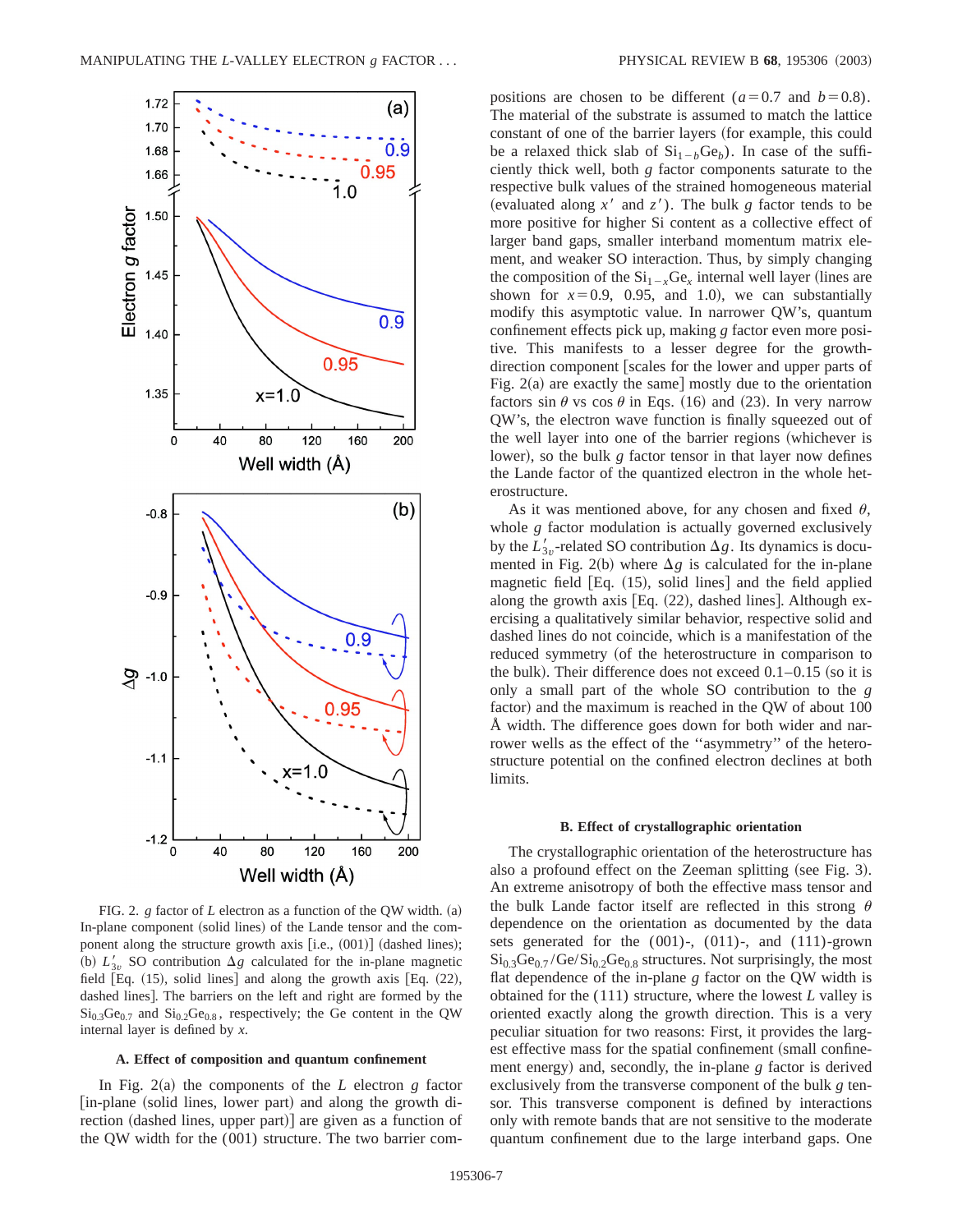FIG. 2. $g$ factor of $L$ electron as a function of the QW width. (a) In-plane component (solid lines) of the Lande tensor and the component along the structure growth axis [i.e., (001)] (dashed lines); (b) $L'_{3v}$ SO contribution $\Delta g$ calculated for the in-plane magnetic field [Eq. (15), solid lines] and along the growth axis [Eq. (22), dashed lines]. The barriers on the left and right are formed by the $Si_{0.3}Ge_{0.7}$ and $Si_{0.2}Ge_{0.8}$, respectively; the Ge content in the QW internal layer is defined by $x$.

### A. Effect of composition and quantum confinement

In Fig. 2(a) the components of the $L$ electron $g$ factor [in-plane (solid lines, lower part) and along the growth direction (dashed lines, upper part)] are given as a function of the QW width for the (001) structure. The two barrier compositions are chosen to be different ($a=0.7$ and $b=0.8$). The material of the substrate is assumed to match the lattice constant of one of the barrier layers (for example, this could be a relaxed thick slab of $Si_{1-b}Ge_b$). In case of the sufficiently thick well, both $g$ factor components saturate to the respective bulk values of the strained homogeneous material (evaluated along $x'$ and $z'$). The bulk $g$ factor tends to be more positive for higher Si content as a collective effect of larger band gaps, smaller interband momentum matrix element, and weaker SO interaction. Thus, by simply changing the composition of the $Si_{1-x}Ge_x$ internal well layer (lines are shown for $x=0.9$, 0.95, and 1.0), we can substantially modify this asymptotic value. In narrower QW's, quantum confinement effects pick up, making $g$ factor even more positive. This manifests to a lesser degree for the growth-direction component [scales for the lower and upper parts of Fig. 2(a) are exactly the same] mostly due to the orientation factors $\sin\theta$ vs $\cos\theta$ in Eqs. (16) and (23). In very narrow QW's, the electron wave function is finally squeezed out of the well layer into one of the barrier regions (whichever is lower), so the bulk $g$ factor tensor in that layer now defines the Lande factor of the quantized electron in the whole heterostructure.

As it was mentioned above, for any chosen and fixed $\theta$, whole $g$ factor modulation is actually governed exclusively by the $L'_{3v}$-related SO contribution $\Delta g$. Its dynamics is documented in Fig. 2(b) where $\Delta g$ is calculated for the in-plane magnetic field [Eq. (15), solid lines] and the field applied along the growth axis [Eq. (22), dashed lines]. Although exercising a qualitatively similar behavior, respective solid and dashed lines do not coincide, which is a manifestation of the reduced symmetry (of the heterostructure in comparison to the bulk). Their difference does not exceed 0.1–0.15 (so it is only a small part of the whole SO contribution to the $g$ factor) and the maximum is reached in the QW of about 100 Å width. The difference goes down for both wider and narrower wells as the effect of the "asymmetry" of the heterostructure potential on the confined electron declines at both limits.

### B. Effect of crystallographic orientation

The crystallographic orientation of the heterostructure has also a profound effect on the Zeeman splitting (see Fig. 3). An extreme anisotropy of both the effective mass tensor and the bulk Lande factor itself are reflected in this strong $\theta$ dependence on the orientation as documented by the data sets generated for the (001)-, (011)-, and (111)-grown $Si_{0.3}Ge_{0.7}/Ge/Si_{0.2}Ge_{0.8}$ structures. Not surprisingly, the most flat dependence of the in-plane $g$ factor on the QW width is obtained for the (111) structure, where the lowest $L$ valley is oriented exactly along the growth direction. This is a very peculiar situation for two reasons: First, it provides the largest effective mass for the spatial confinement (small confinement energy) and, secondly, the in-plane $g$ factor is derived exclusively from the transverse component of the bulk $g$ tensor. This transverse component is defined by interactions only with remote bands that are not sensitive to the moderate quantum confinement due to the large interband gaps. One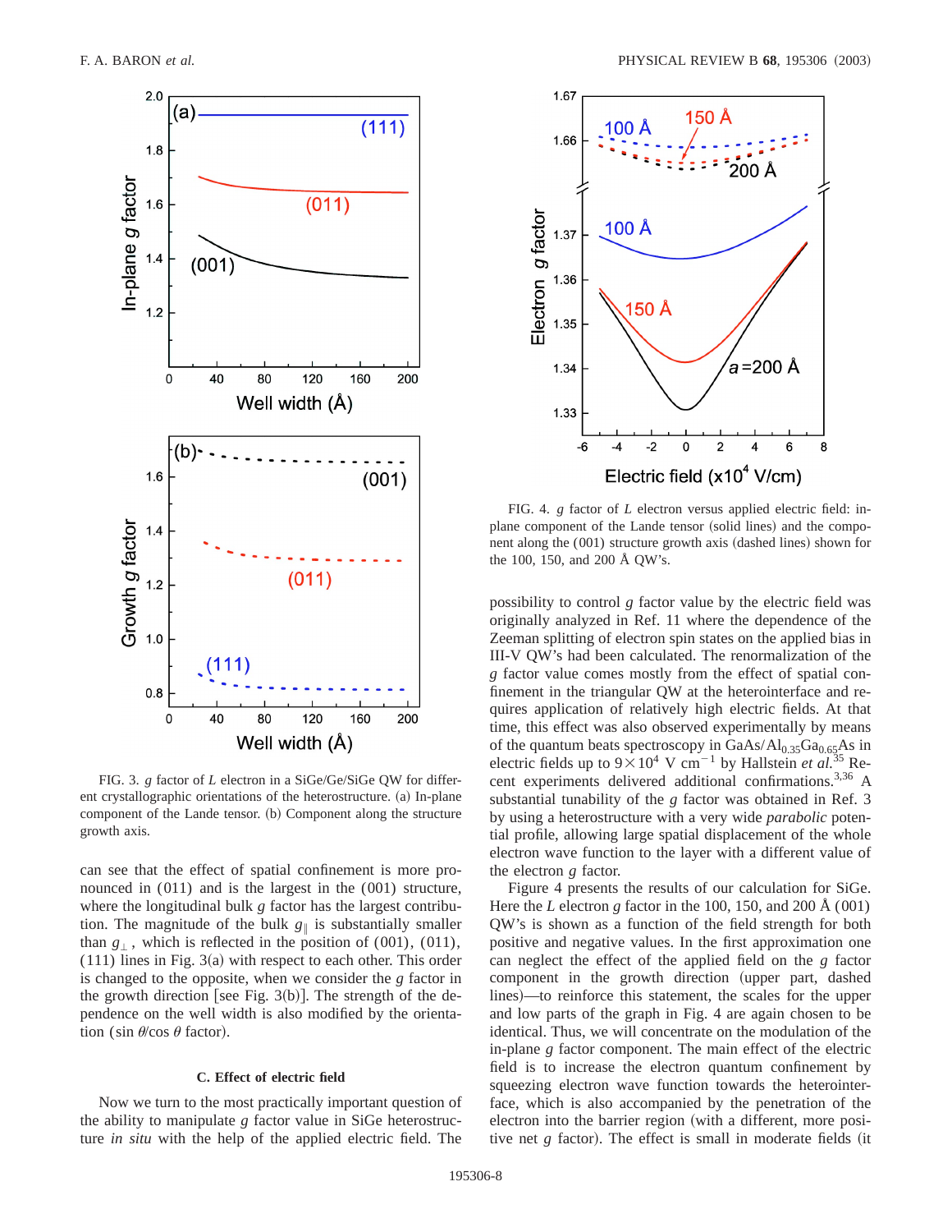FIG. 3. $g$ factor of $L$ electron in a SiGe/Ge/SiGe QW for different crystallographic orientations of the heterostructure. (a) In-plane component of the Lande tensor. (b) Component along the structure growth axis.

can see that the effect of spatial confinement is more pronounced in (011) and is the largest in the (001) structure, where the longitudinal bulk $g$ factor has the largest contribution. The magnitude of the bulk $g_{\parallel}$ is substantially smaller than $g_{\perp}$, which is reflected in the position of (001), (011), (111) lines in Fig. 3(a) with respect to each other. This order is changed to the opposite, when we consider the $g$ factor in the growth direction [see Fig. 3(b)]. The strength of the dependence on the well width is also modified by the orientation ($\sin\theta/\cos\theta$ factor).

### C. Effect of electric field

Now we turn to the most practically important question of the ability to manipulate $g$ factor value in SiGe heterostructure *in situ* with the help of the applied electric field. The possibility to control $g$ factor value by the electric field was originally analyzed in Ref. 11 where the dependence of the Zeeman splitting of electron spin states on the applied bias in III-V QW's had been calculated. The renormalization of the $g$ factor value comes mostly from the effect of spatial confinement in the triangular QW at the heterointerface and requires application of relatively high electric fields. At that time, this effect was also observed experimentally by means of the quantum beats spectroscopy in GaAs/$Al_{0.35}Ga_{0.65}As$ in electric fields up to $9\times10^{4}$ V $cm^{-1}$ by Hallstein *et al.*[35] Recent experiments delivered additional confirmations.[3,36] A substantial tunability of the $g$ factor was obtained in Ref. 3 by using a heterostructure with a very wide *parabolic* potential profile, allowing large spatial displacement of the whole electron wave function to the layer with a different value of the electron $g$ factor.

FIG. 4. $g$ factor of $L$ electron versus applied electric field: in-plane component of the Lande tensor (solid lines) and the component along the (001) structure growth axis (dashed lines) shown for the 100, 150, and 200 Å QW's.

Figure 4 presents the results of our calculation for SiGe. Here the $L$ electron $g$ factor in the 100, 150, and 200 Å (001) QW's is shown as a function of the field strength for both positive and negative values. In the first approximation one can neglect the effect of the applied field on the $g$ factor component in the growth direction (upper part, dashed lines)—to reinforce this statement, the scales for the upper and low parts of the graph in Fig. 4 are again chosen to be identical. Thus, we will concentrate on the modulation of the in-plane $g$ factor component. The main effect of the electric field is to increase the electron quantum confinement by squeezing electron wave function towards the heterointerface, which is also accompanied by the penetration of the electron into the barrier region (with a different, more positive net $g$ factor). The effect is small in moderate fields (it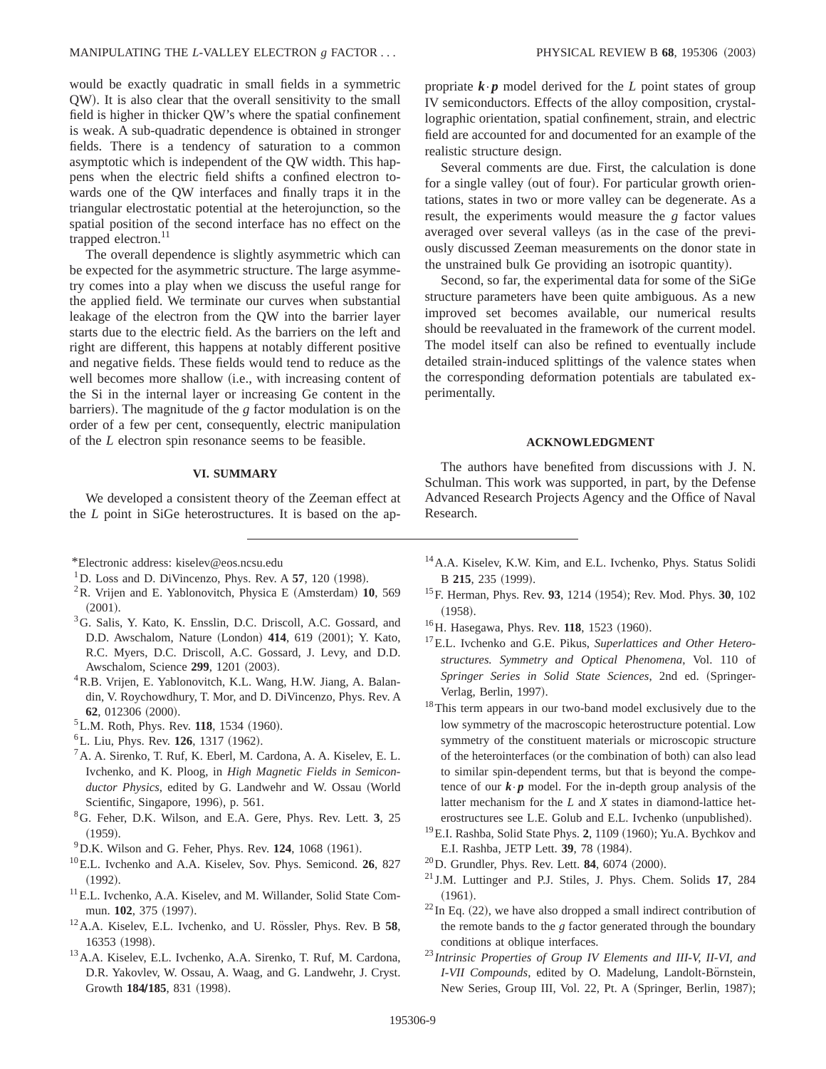would be exactly quadratic in small fields in a symmetric QW). It is also clear that the overall sensitivity to the small field is higher in thicker QW's where the spatial confinement is weak. A sub-quadratic dependence is obtained in stronger fields. There is a tendency of saturation to a common asymptotic which is independent of the QW width. This happens when the electric field shifts a confined electron towards one of the QW interfaces and finally traps it in the triangular electrostatic potential at the heterojunction, so the spatial position of the second interface has no effect on the trapped electron.[11]

The overall dependence is slightly asymmetric which can be expected for the asymmetric structure. The large asymmetry comes into a play when we discuss the useful range for the applied field. We terminate our curves when substantial leakage of the electron from the QW into the barrier layer starts due to the electric field. As the barriers on the left and right are different, this happens at notably different positive and negative fields. These fields would tend to reduce as the well becomes more shallow (i.e., with increasing content of the Si in the internal layer or increasing Ge content in the barriers). The magnitude of the $g$ factor modulation is on the order of a few per cent, consequently, electric manipulation of the $L$ electron spin resonance seems to be feasible.

## VI. SUMMARY

We developed a consistent theory of the Zeeman effect at the $L$ point in SiGe heterostructures. It is based on the appropriate $\boldsymbol{k}\cdot\boldsymbol{p}$ model derived for the $L$ point states of group IV semiconductors. Effects of the alloy composition, crystallographic orientation, spatial confinement, strain, and electric field are accounted for and documented for an example of the realistic structure design.

Several comments are due. First, the calculation is done for a single valley (out of four). For particular growth orientations, states in two or more valley can be degenerate. As a result, the experiments would measure the $g$ factor values averaged over several valleys (as in the case of the previously discussed Zeeman measurements on the donor state in the unstrained bulk Ge providing an isotropic quantity).

Second, so far, the experimental data for some of the SiGe structure parameters have been quite ambiguous. As a new improved set becomes available, our numerical results should be reevaluated in the framework of the current model. The model itself can also be refined to eventually include detailed strain-induced splittings of the valence states when the corresponding deformation potentials are tabulated experimentally.

### ACKNOWLEDGMENT

The authors have benefited from discussions with J. N. Schulman. This work was supported, in part, by the Defense Advanced Research Projects Agency and the Office of Naval Research.

---

*Electronic address: kiselev@eos.ncsu.edu

[1] D. Loss and D. DiVincenzo, Phys. Rev. A **57**, 120 (1998).

[2] R. Vrijen and E. Yablonovitch, Physica E (Amsterdam) **10**, 569 (2001).

[3] G. Salis, Y. Kato, K. Ensslin, D.C. Driscoll, A.C. Gossard, and D.D. Awschalom, Nature (London) **414**, 619 (2001); Y. Kato, R.C. Myers, D.C. Driscoll, A.C. Gossard, J. Levy, and D.D. Awschalom, Science **299**, 1201 (2003).

[4] R.B. Vrijen, E. Yablonovitch, K.L. Wang, H.W. Jiang, A. Balandin, V. Roychowdhury, T. Mor, and D. DiVincenzo, Phys. Rev. A **62**, 012306 (2000).

[5] L.M. Roth, Phys. Rev. **118**, 1534 (1960).

[6] L. Liu, Phys. Rev. **126**, 1317 (1962).

[7] A. A. Sirenko, T. Ruf, K. Eberl, M. Cardona, A. A. Kiselev, E. L. Ivchenko, and K. Ploog, in *High Magnetic Fields in Semiconductor Physics*, edited by G. Landwehr and W. Ossau (World Scientific, Singapore, 1996), p. 561.

[8] G. Feher, D.K. Wilson, and E.A. Gere, Phys. Rev. Lett. **3**, 25 (1959).

[9] D.K. Wilson and G. Feher, Phys. Rev. **124**, 1068 (1961).

[10] E.L. Ivchenko and A.A. Kiselev, Sov. Phys. Semicond. **26**, 827 (1992).

[11] E.L. Ivchenko, A.A. Kiselev, and M. Willander, Solid State Commun. **102**, 375 (1997).

[12] A.A. Kiselev, E.L. Ivchenko, and U. Rössler, Phys. Rev. B **58**, 16353 (1998).

[13] A.A. Kiselev, E.L. Ivchenko, A.A. Sirenko, T. Ruf, M. Cardona, D.R. Yakovlev, W. Ossau, A. Waag, and G. Landwehr, J. Cryst. Growth **184/185**, 831 (1998).

[14] A.A. Kiselev, K.W. Kim, and E.L. Ivchenko, Phys. Status Solidi B **215**, 235 (1999).

[15] F. Herman, Phys. Rev. **93**, 1214 (1954); Rev. Mod. Phys. **30**, 102 (1958).

[16] H. Hasegawa, Phys. Rev. **118**, 1523 (1960).

[17] E.L. Ivchenko and G.E. Pikus, *Superlattices and Other Heterostructures. Symmetry and Optical Phenomena*, Vol. 110 of *Springer Series in Solid State Sciences*, 2nd ed. (Springer-Verlag, Berlin, 1997).

[18] This term appears in our two-band model exclusively due to the low symmetry of the macroscopic heterostructure potential. Low symmetry of the constituent materials or microscopic structure of the heterointerfaces (or the combination of both) can also lead to similar spin-dependent terms, but that is beyond the competence of our $\boldsymbol{k}\cdot\boldsymbol{p}$ model. For the in-depth group analysis of the latter mechanism for the $L$ and $X$ states in diamond-lattice heterostructures see L.E. Golub and E.L. Ivchenko (unpublished).

[19] E.I. Rashba, Solid State Phys. **2**, 1109 (1960); Yu.A. Bychkov and E.I. Rashba, JETP Lett. **39**, 78 (1984).

[20] D. Grundler, Phys. Rev. Lett. **84**, 6074 (2000).

[21] J.M. Luttinger and P.J. Stiles, J. Phys. Chem. Solids **17**, 284 (1961).

[22] In Eq. (22), we have also dropped a small indirect contribution of the remote bands to the $g$ factor generated through the boundary conditions at oblique interfaces.

[23] *Intrinsic Properties of Group IV Elements and III-V, II-VI, and I-VII Compounds*, edited by O. Madelung, Landolt-Börnstein, New Series, Group III, Vol. 22, Pt. A (Springer, Berlin, 1987);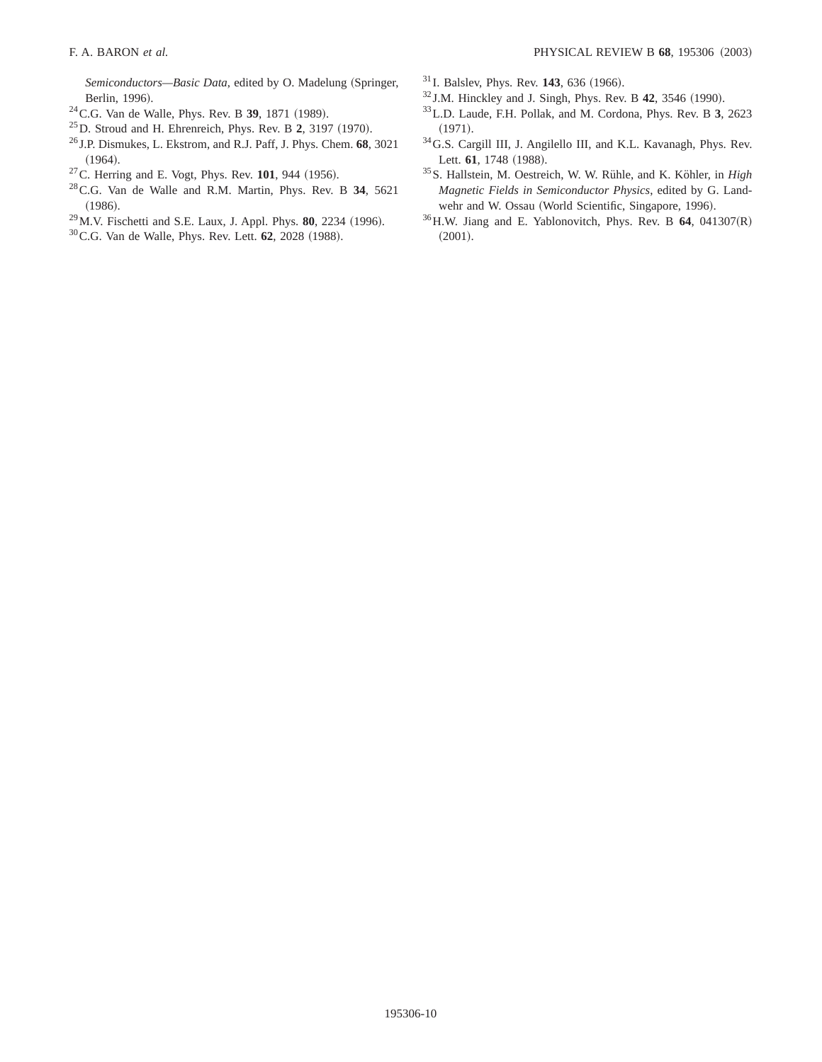*Semiconductors—Basic Data*, edited by O. Madelung (Springer, Berlin, 1996).

[24] C.G. Van de Walle, Phys. Rev. B **39**, 1871 (1989).

[25] D. Stroud and H. Ehrenreich, Phys. Rev. B **2**, 3197 (1970).

[26] J.P. Dismukes, L. Ekstrom, and R.J. Paff, J. Phys. Chem. **68**, 3021 (1964).

[27] C. Herring and E. Vogt, Phys. Rev. **101**, 944 (1956).

[28] C.G. Van de Walle and R.M. Martin, Phys. Rev. B **34**, 5621 (1986).

[29] M.V. Fischetti and S.E. Laux, J. Appl. Phys. **80**, 2234 (1996).

[30] C.G. Van de Walle, Phys. Rev. Lett. **62**, 2028 (1988).

[31] I. Balslev, Phys. Rev. **143**, 636 (1966).

[32] J.M. Hinckley and J. Singh, Phys. Rev. B **42**, 3546 (1990).

[33] L.D. Laude, F.H. Pollak, and M. Cordona, Phys. Rev. B **3**, 2623 (1971).

[34] G.S. Cargill III, J. Angilello III, and K.L. Kavanagh, Phys. Rev. Lett. **61**, 1748 (1988).

[35] S. Hallstein, M. Oestreich, W. W. Rühle, and K. Köhler, in *High Magnetic Fields in Semiconductor Physics*, edited by G. Landwehr and W. Ossau (World Scientific, Singapore, 1996).

[36] H.W. Jiang and E. Yablonovitch, Phys. Rev. B **64**, 041307(R) (2001).